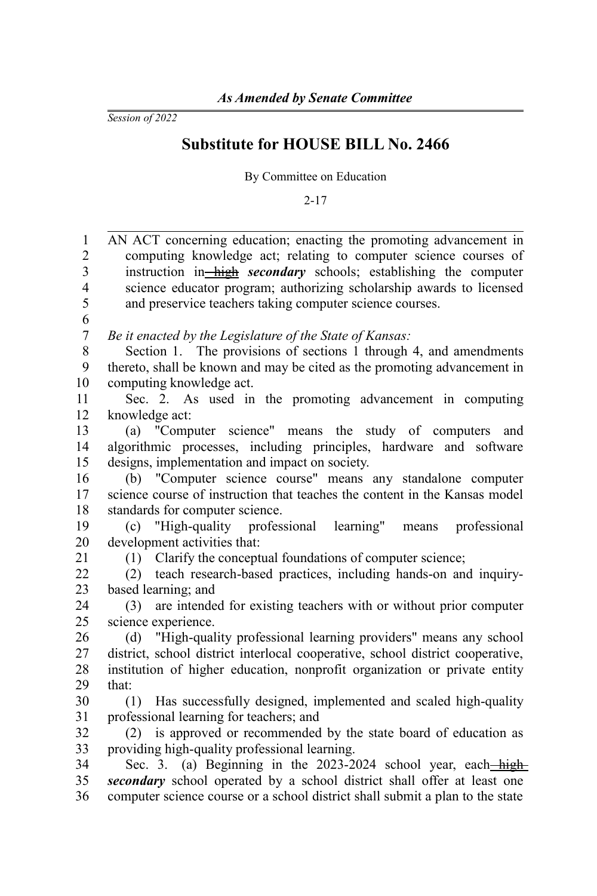*As Amended by Senate Committee*

*Session of 2022*

# Substitute for HOUSE BILL No. 2466

By Committee on Education

2-17

AN ACT concerning education; enacting the promoting advancement in computing knowledge act; relating to computer science courses of instruction in ~~high~~ ***secondary*** schools; establishing the computer science educator program; authorizing scholarship awards to licensed and preservice teachers taking computer science courses.

*Be it enacted by the Legislature of the State of Kansas:*

Section 1. The provisions of sections 1 through 4, and amendments thereto, shall be known and may be cited as the promoting advancement in computing knowledge act.

Sec. 2. As used in the promoting advancement in computing knowledge act:

(a) "Computer science" means the study of computers and algorithmic processes, including principles, hardware and software designs, implementation and impact on society.

(b) "Computer science course" means any standalone computer science course of instruction that teaches the content in the Kansas model standards for computer science.

(c) "High-quality professional learning" means professional development activities that:

(1) Clarify the conceptual foundations of computer science;

(2) teach research-based practices, including hands-on and inquiry-based learning; and

(3) are intended for existing teachers with or without prior computer science experience.

(d) "High-quality professional learning providers" means any school district, school district interlocal cooperative, school district cooperative, institution of higher education, nonprofit organization or private entity that:

(1) Has successfully designed, implemented and scaled high-quality professional learning for teachers; and

(2) is approved or recommended by the state board of education as providing high-quality professional learning.

Sec. 3. (a) Beginning in the 2023-2024 school year, each ~~high~~ ***secondary*** school operated by a school district shall offer at least one computer science course or a school district shall submit a plan to the state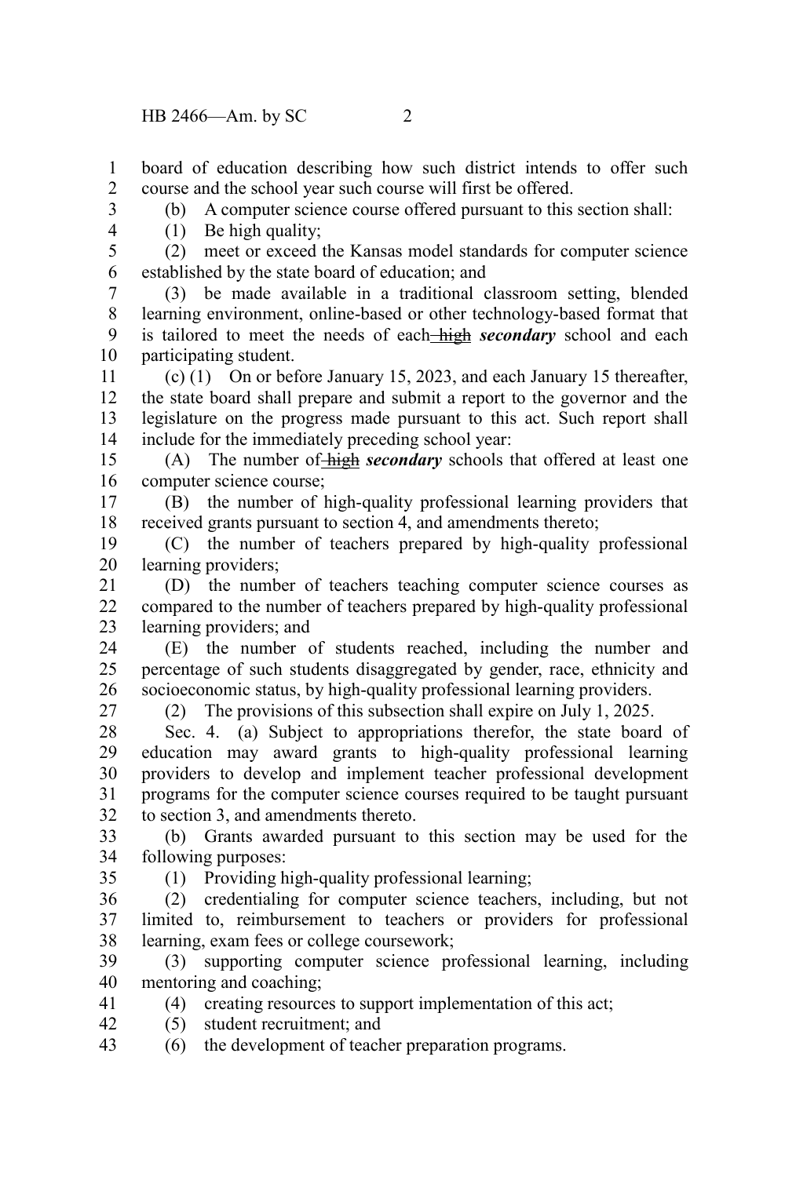board of education describing how such district intends to offer such course and the school year such course will first be offered.

(b) A computer science course offered pursuant to this section shall:

(1) Be high quality;

(2) meet or exceed the Kansas model standards for computer science established by the state board of education; and

(3) be made available in a traditional classroom setting, blended learning environment, online-based or other technology-based format that is tailored to meet the needs of each ~~high~~ ***secondary*** school and each participating student.

(c) (1) On or before January 15, 2023, and each January 15 thereafter, the state board shall prepare and submit a report to the governor and the legislature on the progress made pursuant to this act. Such report shall include for the immediately preceding school year:

(A) The number of ~~high~~ ***secondary*** schools that offered at least one computer science course;

(B) the number of high-quality professional learning providers that received grants pursuant to section 4, and amendments thereto;

(C) the number of teachers prepared by high-quality professional learning providers;

(D) the number of teachers teaching computer science courses as compared to the number of teachers prepared by high-quality professional learning providers; and

(E) the number of students reached, including the number and percentage of such students disaggregated by gender, race, ethnicity and socioeconomic status, by high-quality professional learning providers.

(2) The provisions of this subsection shall expire on July 1, 2025.

Sec. 4. (a) Subject to appropriations therefor, the state board of education may award grants to high-quality professional learning providers to develop and implement teacher professional development programs for the computer science courses required to be taught pursuant to section 3, and amendments thereto.

(b) Grants awarded pursuant to this section may be used for the following purposes:

(1) Providing high-quality professional learning;

(2) credentialing for computer science teachers, including, but not limited to, reimbursement to teachers or providers for professional learning, exam fees or college coursework;

(3) supporting computer science professional learning, including mentoring and coaching;

(4) creating resources to support implementation of this act;

(5) student recruitment; and

(6) the development of teacher preparation programs.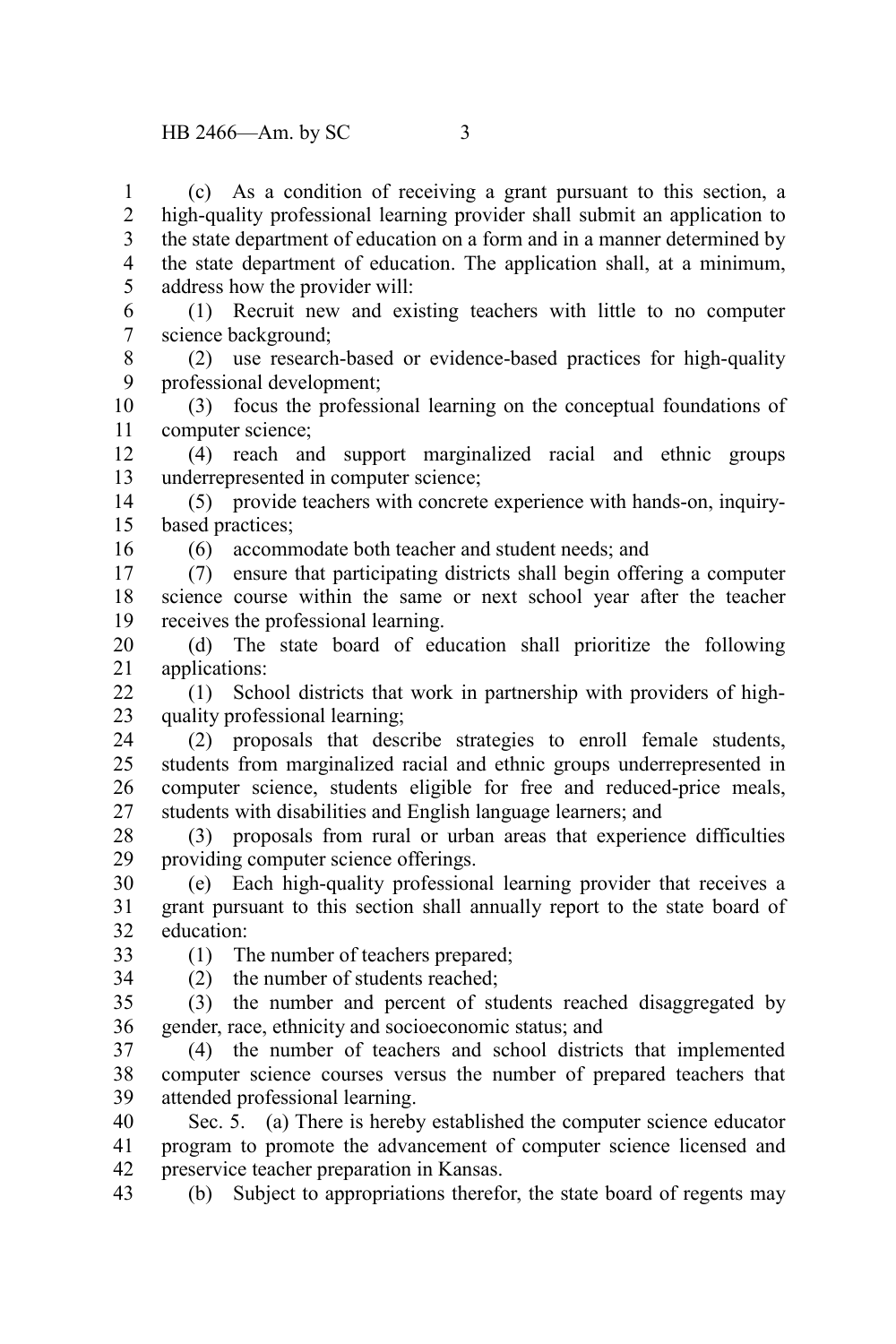(c) As a condition of receiving a grant pursuant to this section, a high-quality professional learning provider shall submit an application to the state department of education on a form and in a manner determined by the state department of education. The application shall, at a minimum, address how the provider will:

(1) Recruit new and existing teachers with little to no computer science background;

(2) use research-based or evidence-based practices for high-quality professional development;

(3) focus the professional learning on the conceptual foundations of computer science;

(4) reach and support marginalized racial and ethnic groups underrepresented in computer science;

(5) provide teachers with concrete experience with hands-on, inquiry-based practices;

(6) accommodate both teacher and student needs; and

(7) ensure that participating districts shall begin offering a computer science course within the same or next school year after the teacher receives the professional learning.

(d) The state board of education shall prioritize the following applications:

(1) School districts that work in partnership with providers of high-quality professional learning;

(2) proposals that describe strategies to enroll female students, students from marginalized racial and ethnic groups underrepresented in computer science, students eligible for free and reduced-price meals, students with disabilities and English language learners; and

(3) proposals from rural or urban areas that experience difficulties providing computer science offerings.

(e) Each high-quality professional learning provider that receives a grant pursuant to this section shall annually report to the state board of education:

(1) The number of teachers prepared;

(2) the number of students reached;

(3) the number and percent of students reached disaggregated by gender, race, ethnicity and socioeconomic status; and

(4) the number of teachers and school districts that implemented computer science courses versus the number of prepared teachers that attended professional learning.

Sec. 5. (a) There is hereby established the computer science educator program to promote the advancement of computer science licensed and preservice teacher preparation in Kansas.

(b) Subject to appropriations therefor, the state board of regents may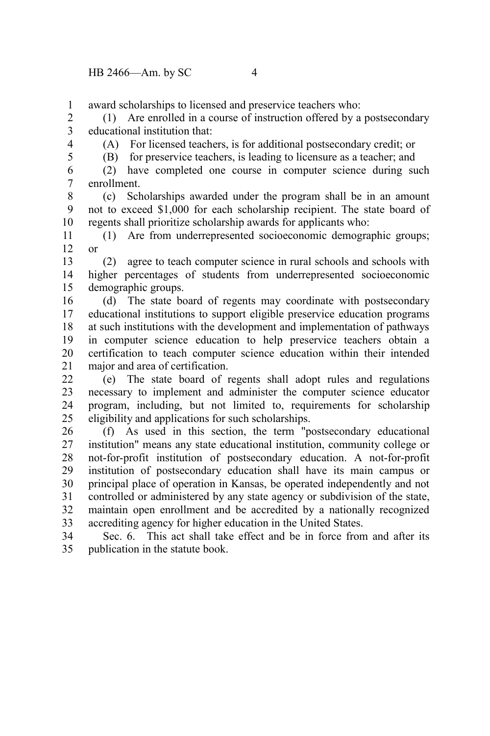award scholarships to licensed and preservice teachers who:

(1) Are enrolled in a course of instruction offered by a postsecondary educational institution that:

(A) For licensed teachers, is for additional postsecondary credit; or

(B) for preservice teachers, is leading to licensure as a teacher; and

(2) have completed one course in computer science during such enrollment.

(c) Scholarships awarded under the program shall be in an amount not to exceed $1,000 for each scholarship recipient. The state board of regents shall prioritize scholarship awards for applicants who:

(1) Are from underrepresented socioeconomic demographic groups; or

(2) agree to teach computer science in rural schools and schools with higher percentages of students from underrepresented socioeconomic demographic groups.

(d) The state board of regents may coordinate with postsecondary educational institutions to support eligible preservice education programs at such institutions with the development and implementation of pathways in computer science education to help preservice teachers obtain a certification to teach computer science education within their intended major and area of certification.

(e) The state board of regents shall adopt rules and regulations necessary to implement and administer the computer science educator program, including, but not limited to, requirements for scholarship eligibility and applications for such scholarships.

(f) As used in this section, the term "postsecondary educational institution" means any state educational institution, community college or not-for-profit institution of postsecondary education. A not-for-profit institution of postsecondary education shall have its main campus or principal place of operation in Kansas, be operated independently and not controlled or administered by any state agency or subdivision of the state, maintain open enrollment and be accredited by a nationally recognized accrediting agency for higher education in the United States.

Sec. 6. This act shall take effect and be in force from and after its publication in the statute book.